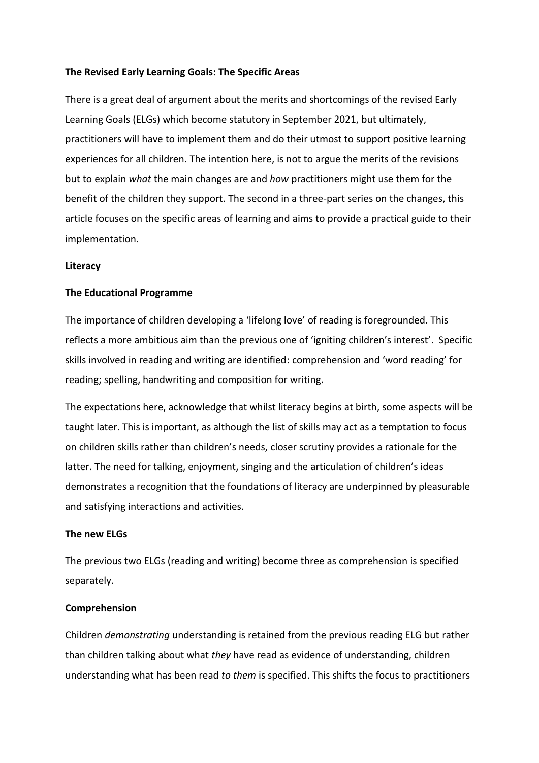**The Revised Early Learning Goals: The Specific Areas**

There is a great deal of argument about the merits and shortcomings of the revised Early Learning Goals (ELGs) which become statutory in September 2021, but ultimately, practitioners will have to implement them and do their utmost to support positive learning experiences for all children. The intention here, is not to argue the merits of the revisions but to explain *what* the main changes are and *how* practitioners might use them for the benefit of the children they support. The second in a three-part series on the changes, this article focuses on the specific areas of learning and aims to provide a practical guide to their implementation.

**Literacy**

**The Educational Programme**

The importance of children developing a 'lifelong love' of reading is foregrounded. This reflects a more ambitious aim than the previous one of 'igniting children's interest'. Specific skills involved in reading and writing are identified: comprehension and 'word reading' for reading; spelling, handwriting and composition for writing.

The expectations here, acknowledge that whilst literacy begins at birth, some aspects will be taught later. This is important, as although the list of skills may act as a temptation to focus on children skills rather than children's needs, closer scrutiny provides a rationale for the latter. The need for talking, enjoyment, singing and the articulation of children's ideas demonstrates a recognition that the foundations of literacy are underpinned by pleasurable and satisfying interactions and activities.

**The new ELGs**

The previous two ELGs (reading and writing) become three as comprehension is specified separately.

**Comprehension**

Children *demonstrating* understanding is retained from the previous reading ELG but rather than children talking about what *they* have read as evidence of understanding, children understanding what has been read *to them* is specified. This shifts the focus to practitioners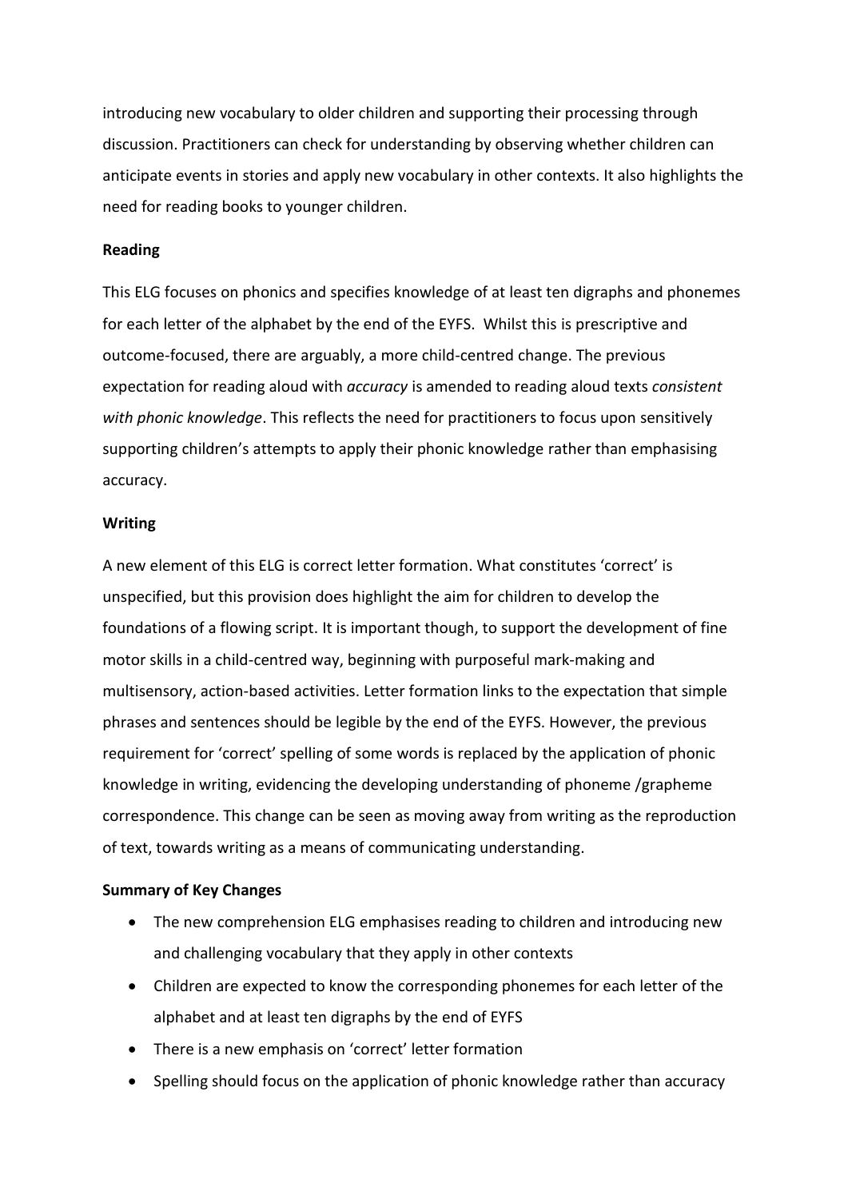introducing new vocabulary to older children and supporting their processing through discussion. Practitioners can check for understanding by observing whether children can anticipate events in stories and apply new vocabulary in other contexts. It also highlights the need for reading books to younger children.

**Reading**

This ELG focuses on phonics and specifies knowledge of at least ten digraphs and phonemes for each letter of the alphabet by the end of the EYFS. Whilst this is prescriptive and outcome-focused, there are arguably, a more child-centred change. The previous expectation for reading aloud with *accuracy* is amended to reading aloud texts *consistent with phonic knowledge*. This reflects the need for practitioners to focus upon sensitively supporting children's attempts to apply their phonic knowledge rather than emphasising accuracy.

**Writing**

A new element of this ELG is correct letter formation. What constitutes 'correct' is unspecified, but this provision does highlight the aim for children to develop the foundations of a flowing script. It is important though, to support the development of fine motor skills in a child-centred way, beginning with purposeful mark-making and multisensory, action-based activities. Letter formation links to the expectation that simple phrases and sentences should be legible by the end of the EYFS. However, the previous requirement for 'correct' spelling of some words is replaced by the application of phonic knowledge in writing, evidencing the developing understanding of phoneme /grapheme correspondence. This change can be seen as moving away from writing as the reproduction of text, towards writing as a means of communicating understanding.

**Summary of Key Changes**

- The new comprehension ELG emphasises reading to children and introducing new and challenging vocabulary that they apply in other contexts
- Children are expected to know the corresponding phonemes for each letter of the alphabet and at least ten digraphs by the end of EYFS
- There is a new emphasis on 'correct' letter formation
- Spelling should focus on the application of phonic knowledge rather than accuracy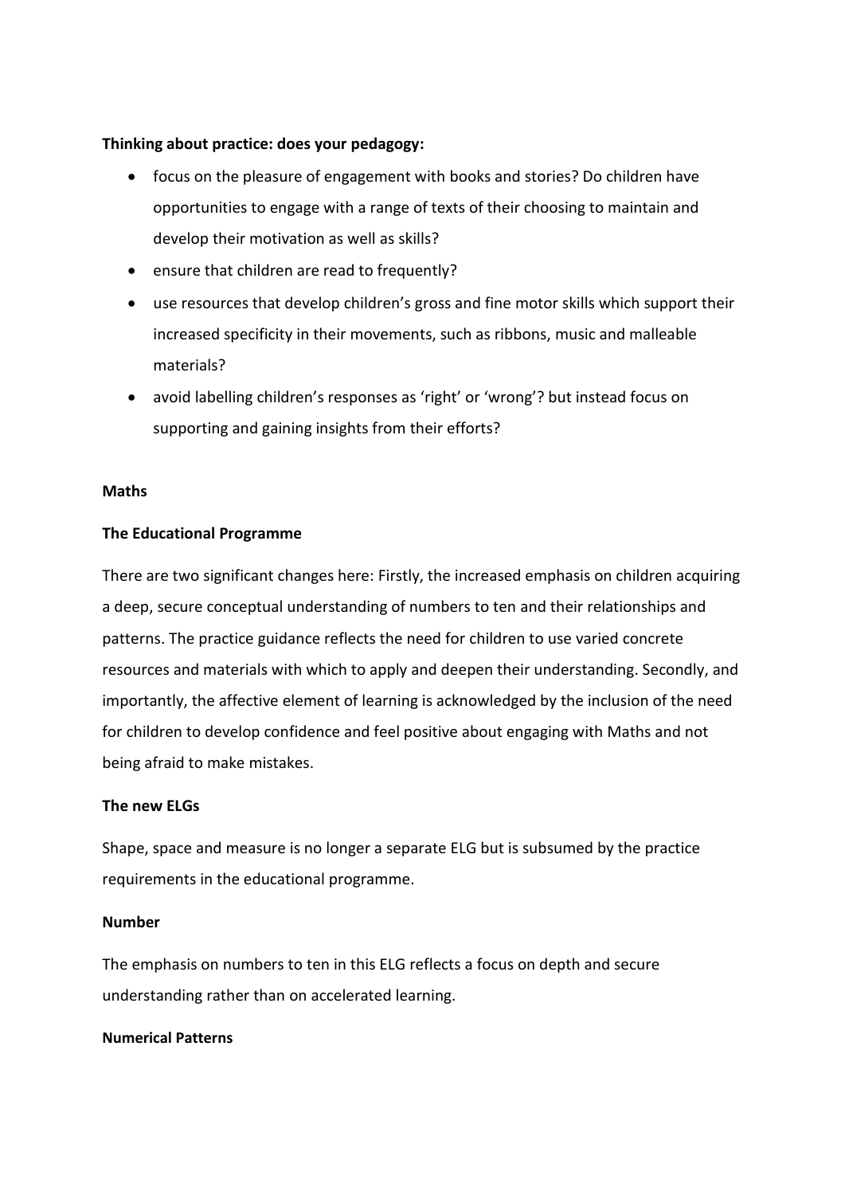**Thinking about practice: does your pedagogy:**

- focus on the pleasure of engagement with books and stories? Do children have opportunities to engage with a range of texts of their choosing to maintain and develop their motivation as well as skills?
- ensure that children are read to frequently?
- use resources that develop children's gross and fine motor skills which support their increased specificity in their movements, such as ribbons, music and malleable materials?
- avoid labelling children's responses as 'right' or 'wrong'? but instead focus on supporting and gaining insights from their efforts?

**Maths**

**The Educational Programme**

There are two significant changes here: Firstly, the increased emphasis on children acquiring a deep, secure conceptual understanding of numbers to ten and their relationships and patterns. The practice guidance reflects the need for children to use varied concrete resources and materials with which to apply and deepen their understanding. Secondly, and importantly, the affective element of learning is acknowledged by the inclusion of the need for children to develop confidence and feel positive about engaging with Maths and not being afraid to make mistakes.

**The new ELGs**

Shape, space and measure is no longer a separate ELG but is subsumed by the practice requirements in the educational programme.

**Number**

The emphasis on numbers to ten in this ELG reflects a focus on depth and secure understanding rather than on accelerated learning.

**Numerical Patterns**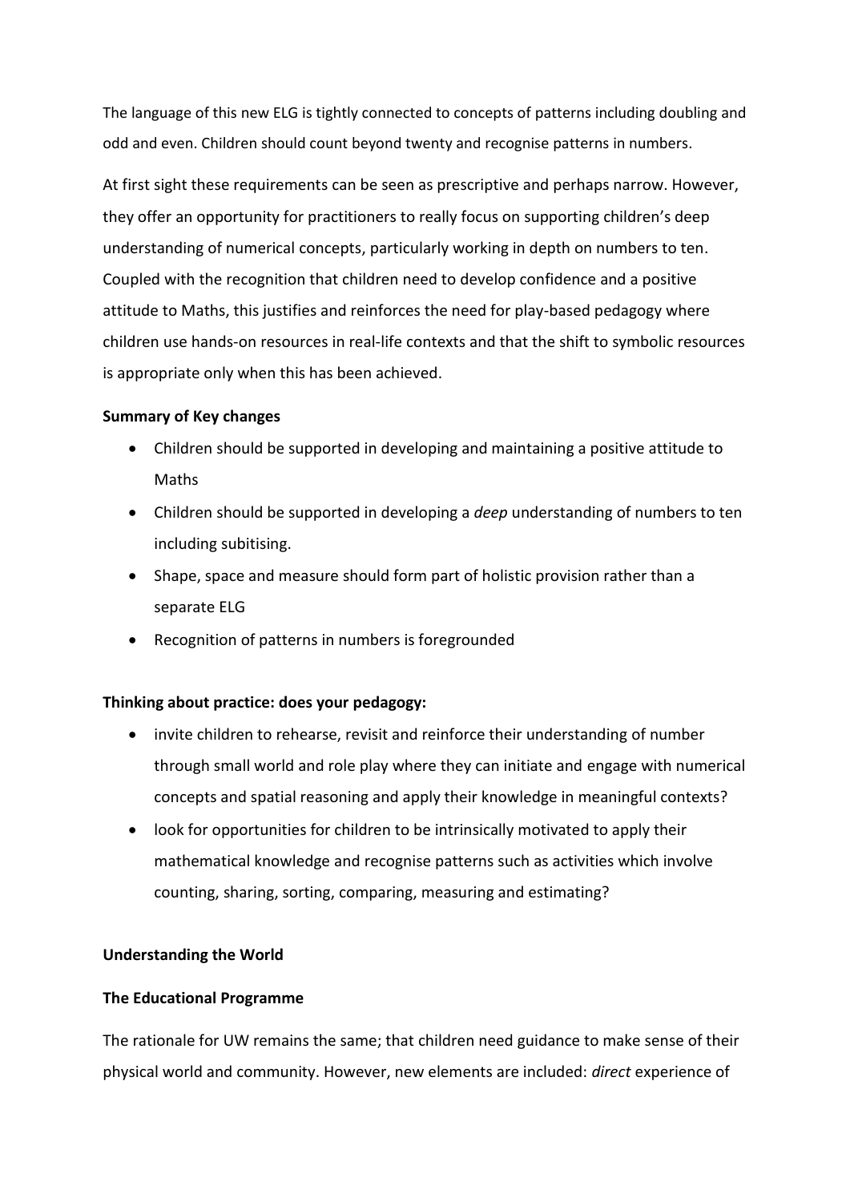The language of this new ELG is tightly connected to concepts of patterns including doubling and odd and even. Children should count beyond twenty and recognise patterns in numbers.

At first sight these requirements can be seen as prescriptive and perhaps narrow. However, they offer an opportunity for practitioners to really focus on supporting children's deep understanding of numerical concepts, particularly working in depth on numbers to ten. Coupled with the recognition that children need to develop confidence and a positive attitude to Maths, this justifies and reinforces the need for play-based pedagogy where children use hands-on resources in real-life contexts and that the shift to symbolic resources is appropriate only when this has been achieved.

**Summary of Key changes**

- Children should be supported in developing and maintaining a positive attitude to Maths
- Children should be supported in developing a *deep* understanding of numbers to ten including subitising.
- Shape, space and measure should form part of holistic provision rather than a separate ELG
- Recognition of patterns in numbers is foregrounded

**Thinking about practice: does your pedagogy:**

- invite children to rehearse, revisit and reinforce their understanding of number through small world and role play where they can initiate and engage with numerical concepts and spatial reasoning and apply their knowledge in meaningful contexts?
- look for opportunities for children to be intrinsically motivated to apply their mathematical knowledge and recognise patterns such as activities which involve counting, sharing, sorting, comparing, measuring and estimating?

**Understanding the World**

**The Educational Programme**

The rationale for UW remains the same; that children need guidance to make sense of their physical world and community. However, new elements are included: *direct* experience of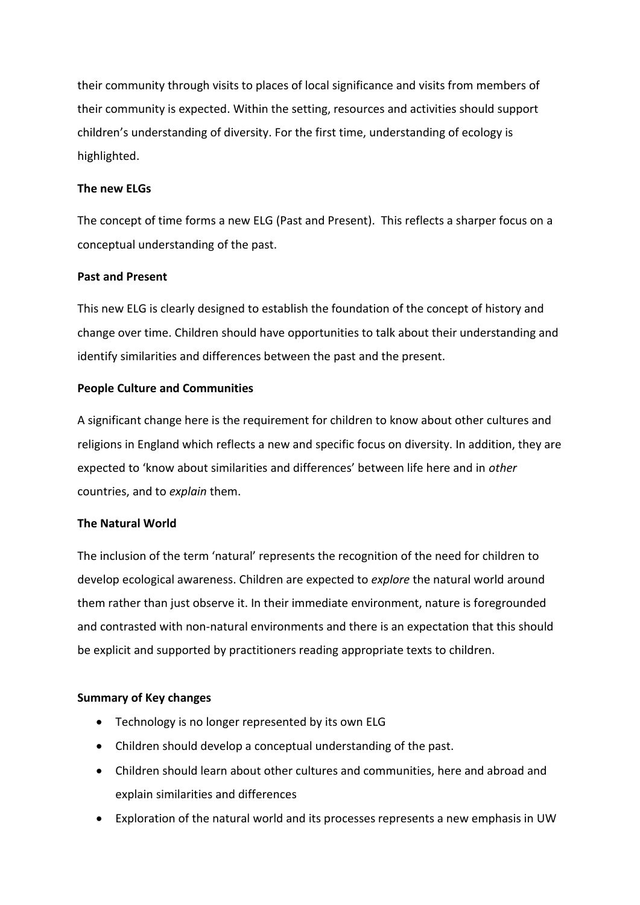their community through visits to places of local significance and visits from members of their community is expected. Within the setting, resources and activities should support children's understanding of diversity. For the first time, understanding of ecology is highlighted.

**The new ELGs**

The concept of time forms a new ELG (Past and Present). This reflects a sharper focus on a conceptual understanding of the past.

**Past and Present**

This new ELG is clearly designed to establish the foundation of the concept of history and change over time. Children should have opportunities to talk about their understanding and identify similarities and differences between the past and the present.

**People Culture and Communities**

A significant change here is the requirement for children to know about other cultures and religions in England which reflects a new and specific focus on diversity. In addition, they are expected to 'know about similarities and differences' between life here and in *other* countries, and to *explain* them.

**The Natural World**

The inclusion of the term 'natural' represents the recognition of the need for children to develop ecological awareness. Children are expected to *explore* the natural world around them rather than just observe it. In their immediate environment, nature is foregrounded and contrasted with non-natural environments and there is an expectation that this should be explicit and supported by practitioners reading appropriate texts to children.

**Summary of Key changes**

- Technology is no longer represented by its own ELG
- Children should develop a conceptual understanding of the past.
- Children should learn about other cultures and communities, here and abroad and explain similarities and differences
- Exploration of the natural world and its processes represents a new emphasis in UW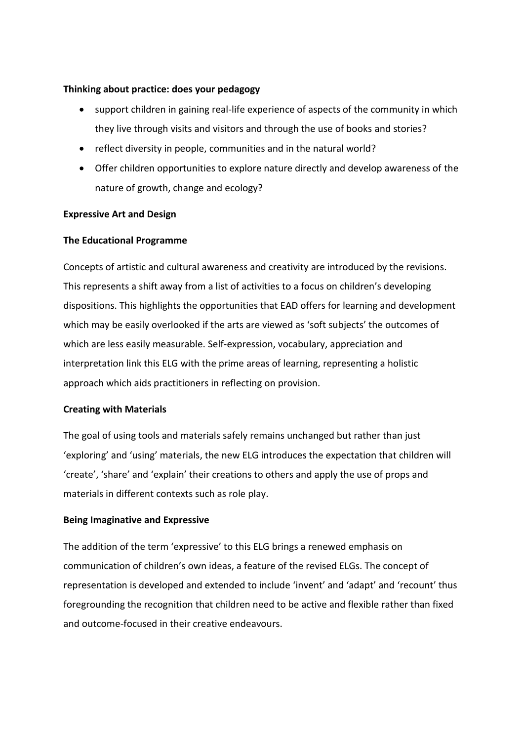**Thinking about practice: does your pedagogy**

- support children in gaining real-life experience of aspects of the community in which they live through visits and visitors and through the use of books and stories?
- reflect diversity in people, communities and in the natural world?
- Offer children opportunities to explore nature directly and develop awareness of the nature of growth, change and ecology?

**Expressive Art and Design**

**The Educational Programme**

Concepts of artistic and cultural awareness and creativity are introduced by the revisions. This represents a shift away from a list of activities to a focus on children's developing dispositions. This highlights the opportunities that EAD offers for learning and development which may be easily overlooked if the arts are viewed as 'soft subjects' the outcomes of which are less easily measurable. Self-expression, vocabulary, appreciation and interpretation link this ELG with the prime areas of learning, representing a holistic approach which aids practitioners in reflecting on provision.

**Creating with Materials**

The goal of using tools and materials safely remains unchanged but rather than just 'exploring' and 'using' materials, the new ELG introduces the expectation that children will 'create', 'share' and 'explain' their creations to others and apply the use of props and materials in different contexts such as role play.

**Being Imaginative and Expressive**

The addition of the term 'expressive' to this ELG brings a renewed emphasis on communication of children's own ideas, a feature of the revised ELGs. The concept of representation is developed and extended to include 'invent' and 'adapt' and 'recount' thus foregrounding the recognition that children need to be active and flexible rather than fixed and outcome-focused in their creative endeavours.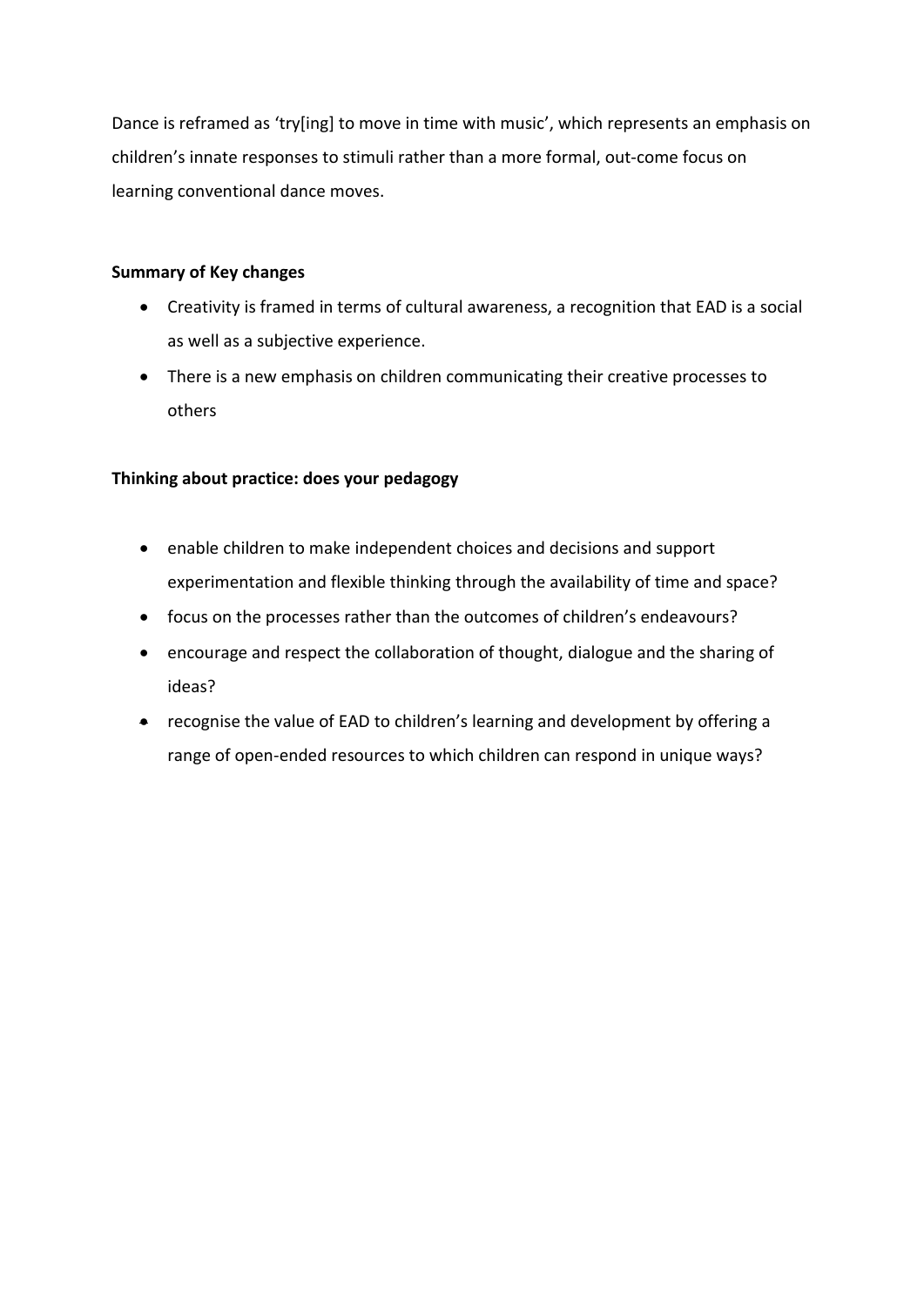Dance is reframed as 'try[ing] to move in time with music', which represents an emphasis on children's innate responses to stimuli rather than a more formal, out-come focus on learning conventional dance moves.

**Summary of Key changes**

- Creativity is framed in terms of cultural awareness, a recognition that EAD is a social as well as a subjective experience.
- There is a new emphasis on children communicating their creative processes to others

**Thinking about practice: does your pedagogy**

- enable children to make independent choices and decisions and support experimentation and flexible thinking through the availability of time and space?
- focus on the processes rather than the outcomes of children's endeavours?
- encourage and respect the collaboration of thought, dialogue and the sharing of ideas?
- recognise the value of EAD to children's learning and development by offering a range of open-ended resources to which children can respond in unique ways?